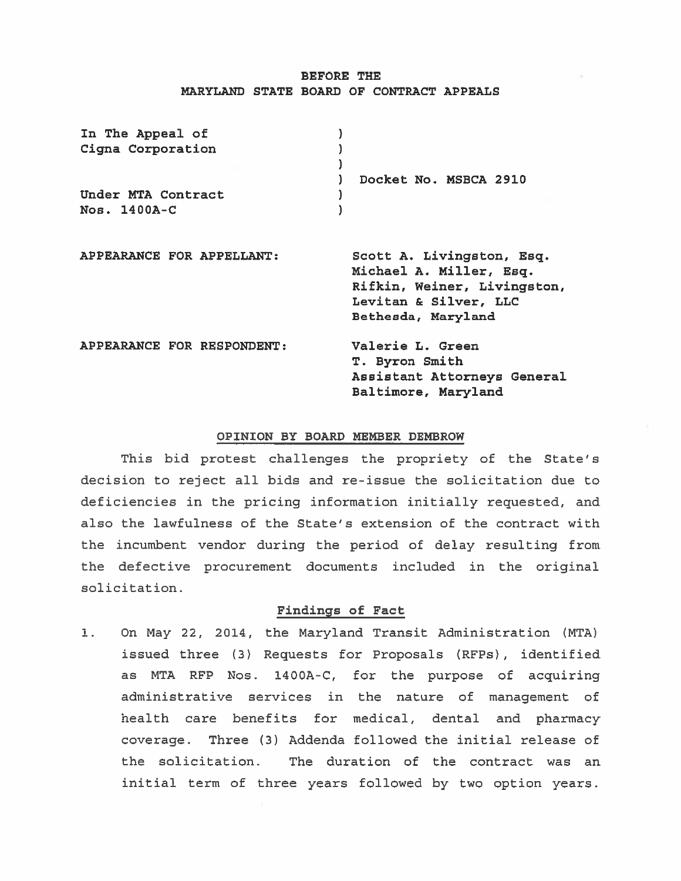**BEFORE THE**
**MARYLAND STATE BOARD OF CONTRACT APPEALS**

| | | |
|---|---|---|
| In The Appeal of Cigna Corporation | ) | |
| | ) | Docket No. MSBCA 2910 |
| Under MTA Contract Nos. 1400A-C | ) | |

**APPEARANCE FOR APPELLANT:**
Scott A. Livingston, Esq.
Michael A. Miller, Esq.
Rifkin, Weiner, Livingston, Levitan & Silver, LLC
Bethesda, Maryland

**APPEARANCE FOR RESPONDENT:**
Valerie L. Green
T. Byron Smith
Assistant Attorneys General
Baltimore, Maryland

## OPINION BY BOARD MEMBER DEMBROW

This bid protest challenges the propriety of the State's decision to reject all bids and re-issue the solicitation due to deficiencies in the pricing information initially requested, and also the lawfulness of the State's extension of the contract with the incumbent vendor during the period of delay resulting from the defective procurement documents included in the original solicitation.

### Findings of Fact

1. On May 22, 2014, the Maryland Transit Administration (MTA) issued three (3) Requests for Proposals (RFPs), identified as MTA RFP Nos. 1400A-C, for the purpose of acquiring administrative services in the nature of management of health care benefits for medical, dental and pharmacy coverage. Three (3) Addenda followed the initial release of the solicitation. The duration of the contract was an initial term of three years followed by two option years.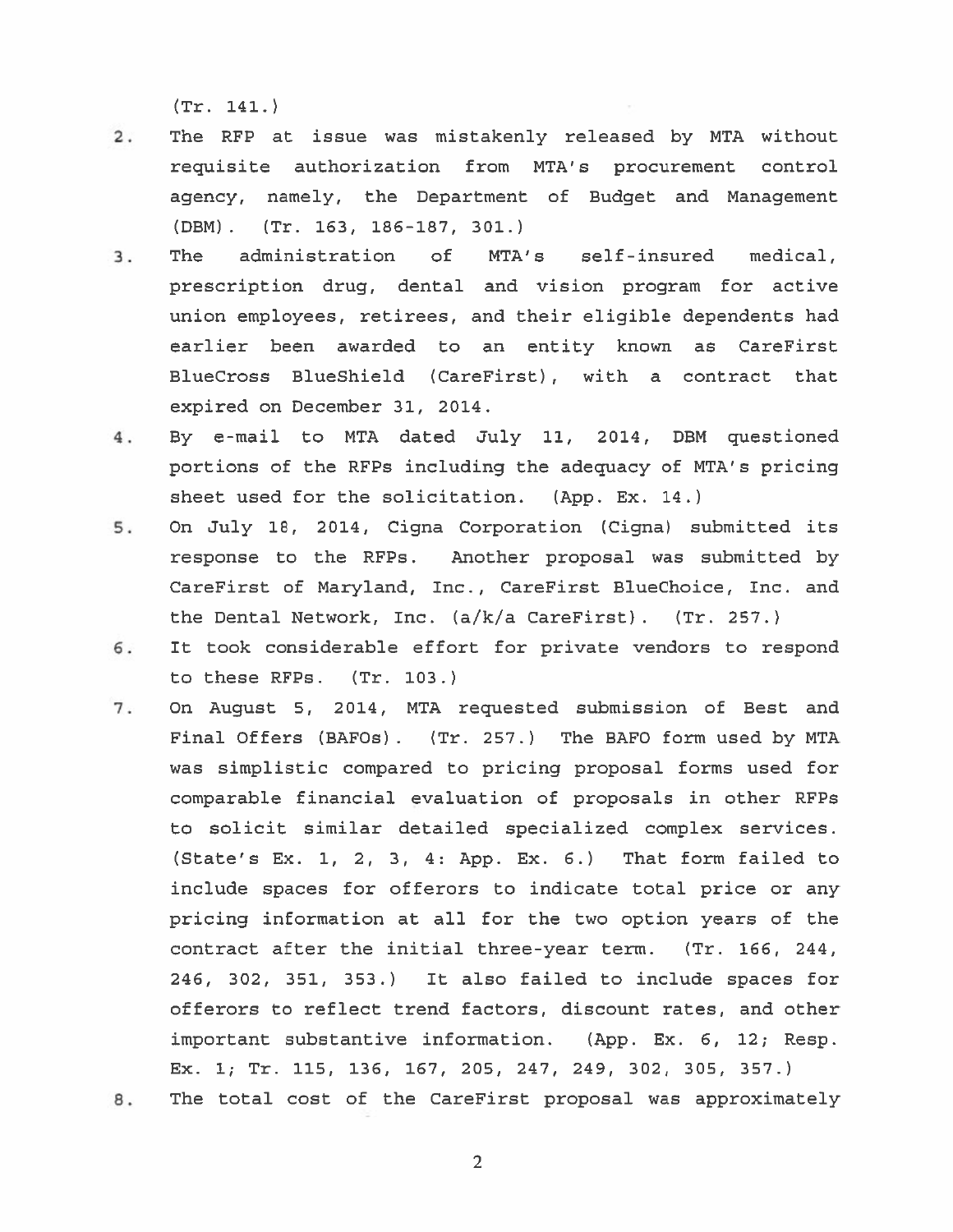(Tr. 141.)

2. The RFP at issue was mistakenly released by MTA without requisite authorization from MTA's procurement control agency, namely, the Department of Budget and Management (DBM). (Tr. 163, 186-187, 301.)
3. The administration of MTA's self-insured medical, prescription drug, dental and vision program for active union employees, retirees, and their eligible dependents had earlier been awarded to an entity known as CareFirst BlueCross BlueShield (CareFirst), with a contract that expired on December 31, 2014.
4. By e-mail to MTA dated July 11, 2014, DBM questioned portions of the RFPs including the adequacy of MTA's pricing sheet used for the solicitation. (App. Ex. 14.)
5. On July 18, 2014, Cigna Corporation (Cigna) submitted its response to the RFPs. Another proposal was submitted by CareFirst of Maryland, Inc., CareFirst BlueChoice, Inc. and the Dental Network, Inc. (a/k/a CareFirst). (Tr. 257.)
6. It took considerable effort for private vendors to respond to these RFPs. (Tr. 103.)
7. On August 5, 2014, MTA requested submission of Best and Final Offers (BAFOs). (Tr. 257.) The BAFO form used by MTA was simplistic compared to pricing proposal forms used for comparable financial evaluation of proposals in other RFPs to solicit similar detailed specialized complex services. (State's Ex. 1, 2, 3, 4: App. Ex. 6.) That form failed to include spaces for offerors to indicate total price or any pricing information at all for the two option years of the contract after the initial three-year term. (Tr. 166, 244, 246, 302, 351, 353.) It also failed to include spaces for offerors to reflect trend factors, discount rates, and other important substantive information. (App. Ex. 6, 12; Resp. Ex. 1; Tr. 115, 136, 167, 205, 247, 249, 302, 305, 357.)
8. The total cost of the CareFirst proposal was approximately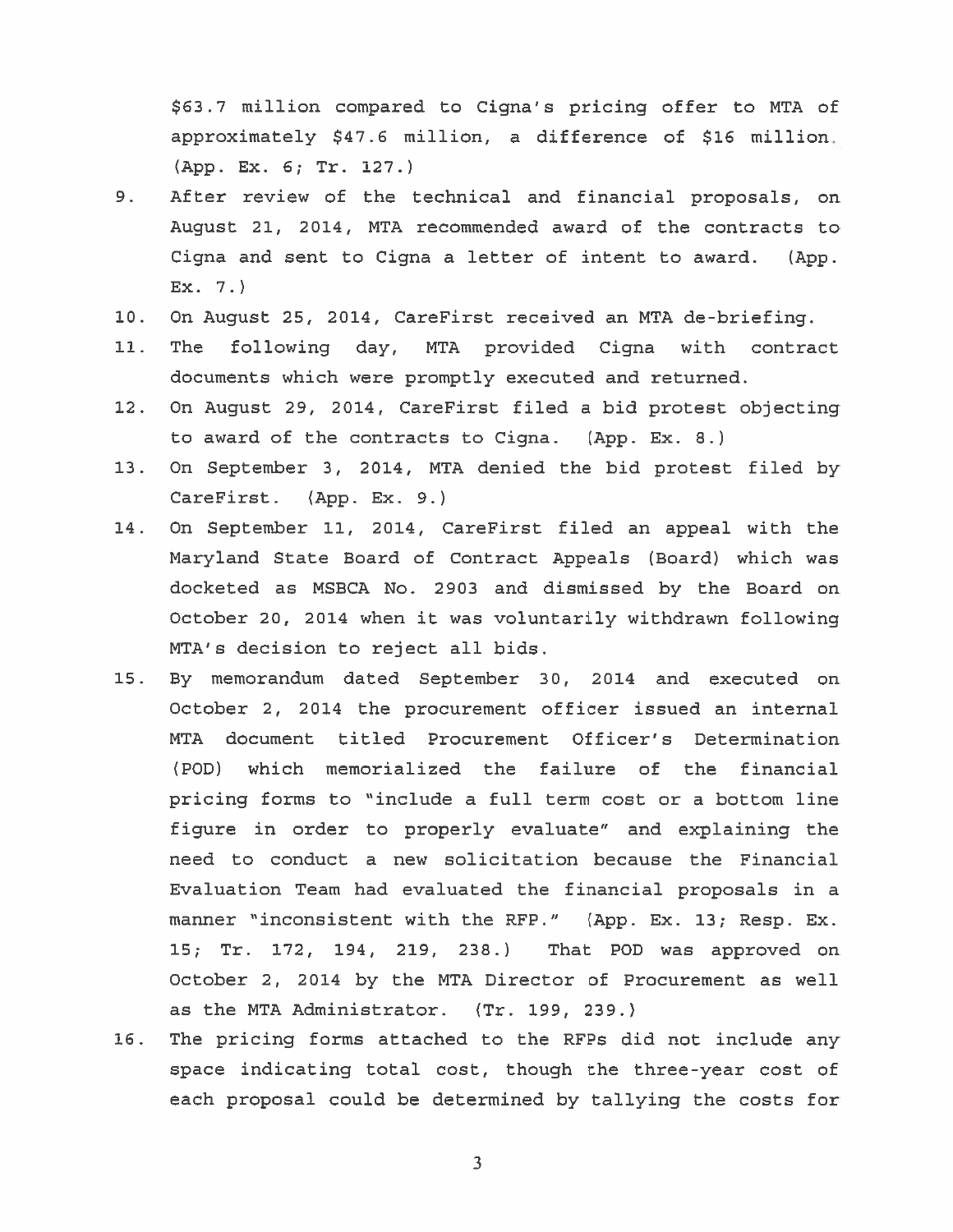$63.7 million compared to Cigna's pricing offer to MTA of approximately $47.6 million, a difference of $16 million. (App. Ex. 6; Tr. 127.)

9. After review of the technical and financial proposals, on August 21, 2014, MTA recommended award of the contracts to Cigna and sent to Cigna a letter of intent to award. (App. Ex. 7.)
10. On August 25, 2014, CareFirst received an MTA de-briefing.
11. The following day, MTA provided Cigna with contract documents which were promptly executed and returned.
12. On August 29, 2014, CareFirst filed a bid protest objecting to award of the contracts to Cigna. (App. Ex. 8.)
13. On September 3, 2014, MTA denied the bid protest filed by CareFirst. (App. Ex. 9.)
14. On September 11, 2014, CareFirst filed an appeal with the Maryland State Board of Contract Appeals (Board) which was docketed as MSBCA No. 2903 and dismissed by the Board on October 20, 2014 when it was voluntarily withdrawn following MTA's decision to reject all bids.
15. By memorandum dated September 30, 2014 and executed on October 2, 2014 the procurement officer issued an internal MTA document titled Procurement Officer's Determination (POD) which memorialized the failure of the financial pricing forms to "include a full term cost or a bottom line figure in order to properly evaluate" and explaining the need to conduct a new solicitation because the Financial Evaluation Team had evaluated the financial proposals in a manner "inconsistent with the RFP." (App. Ex. 13; Resp. Ex. 15; Tr. 172, 194, 219, 238.) That POD was approved on October 2, 2014 by the MTA Director of Procurement as well as the MTA Administrator. (Tr. 199, 239.)
16. The pricing forms attached to the RFPs did not include any space indicating total cost, though the three-year cost of each proposal could be determined by tallying the costs for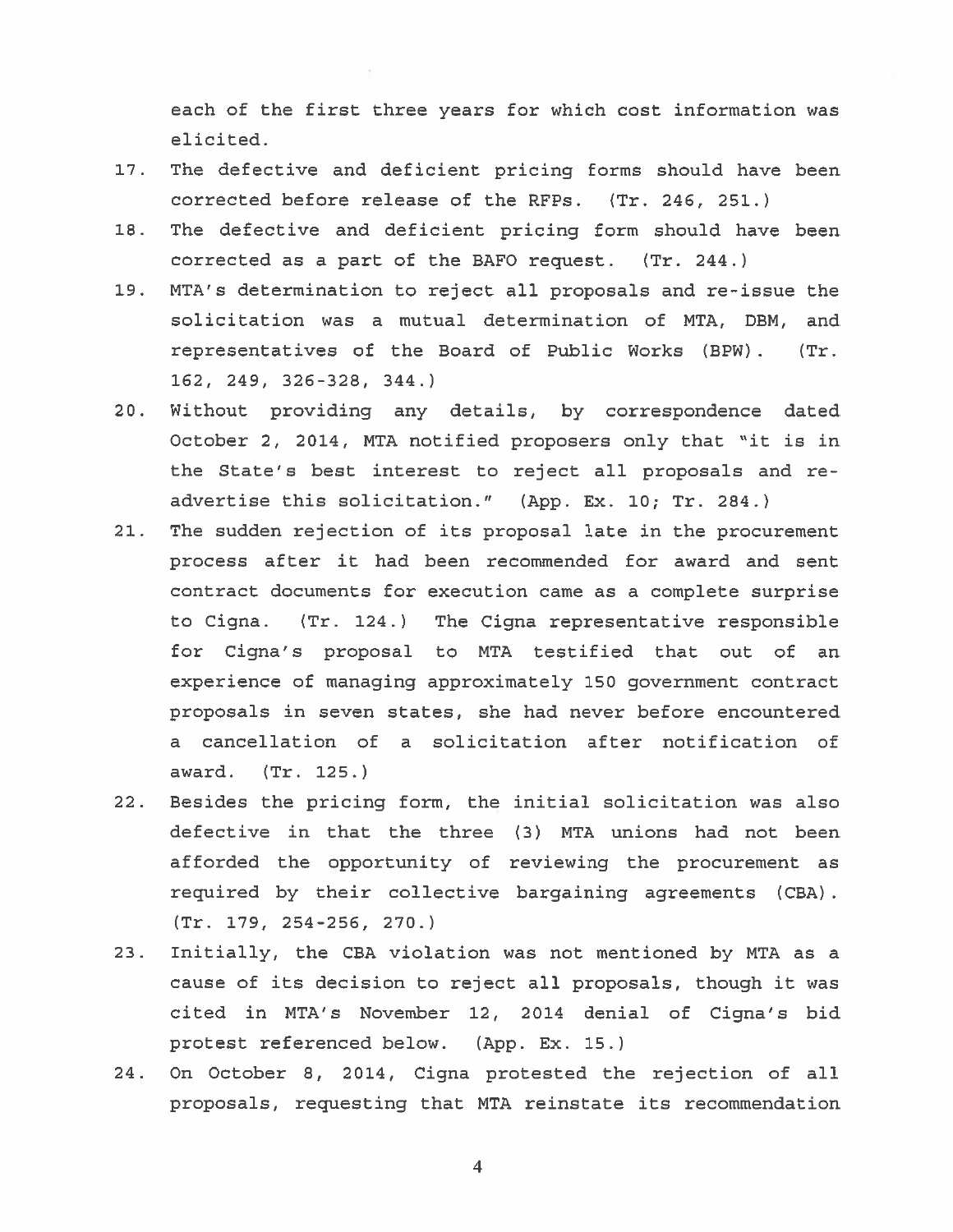each of the first three years for which cost information was elicited.

17. The defective and deficient pricing forms should have been corrected before release of the RFPs. (Tr. 246, 251.)
18. The defective and deficient pricing form should have been corrected as a part of the BAFO request. (Tr. 244.)
19. MTA's determination to reject all proposals and re-issue the solicitation was a mutual determination of MTA, DBM, and representatives of the Board of Public Works (BPW). (Tr. 162, 249, 326-328, 344.)
20. Without providing any details, by correspondence dated October 2, 2014, MTA notified proposers only that "it is in the State's best interest to reject all proposals and re-advertise this solicitation." (App. Ex. 10; Tr. 284.)
21. The sudden rejection of its proposal late in the procurement process after it had been recommended for award and sent contract documents for execution came as a complete surprise to Cigna. (Tr. 124.) The Cigna representative responsible for Cigna's proposal to MTA testified that out of an experience of managing approximately 150 government contract proposals in seven states, she had never before encountered a cancellation of a solicitation after notification of award. (Tr. 125.)
22. Besides the pricing form, the initial solicitation was also defective in that the three (3) MTA unions had not been afforded the opportunity of reviewing the procurement as required by their collective bargaining agreements (CBA). (Tr. 179, 254-256, 270.)
23. Initially, the CBA violation was not mentioned by MTA as a cause of its decision to reject all proposals, though it was cited in MTA's November 12, 2014 denial of Cigna's bid protest referenced below. (App. Ex. 15.)
24. On October 8, 2014, Cigna protested the rejection of all proposals, requesting that MTA reinstate its recommendation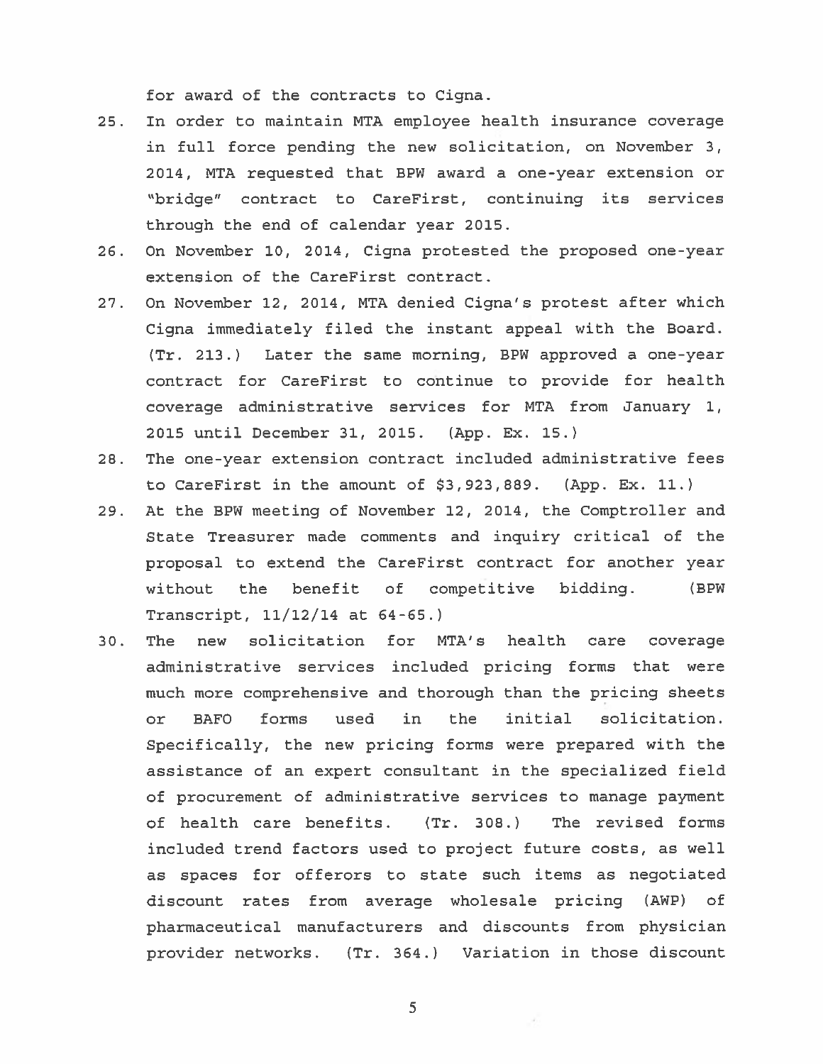for award of the contracts to Cigna.

25. In order to maintain MTA employee health insurance coverage in full force pending the new solicitation, on November 3, 2014, MTA requested that BPW award a one-year extension or "bridge" contract to CareFirst, continuing its services through the end of calendar year 2015.
26. On November 10, 2014, Cigna protested the proposed one-year extension of the CareFirst contract.
27. On November 12, 2014, MTA denied Cigna's protest after which Cigna immediately filed the instant appeal with the Board. (Tr. 213.) Later the same morning, BPW approved a one-year contract for CareFirst to continue to provide for health coverage administrative services for MTA from January 1, 2015 until December 31, 2015. (App. Ex. 15.)
28. The one-year extension contract included administrative fees to CareFirst in the amount of $3,923,889. (App. Ex. 11.)
29. At the BPW meeting of November 12, 2014, the Comptroller and State Treasurer made comments and inquiry critical of the proposal to extend the CareFirst contract for another year without the benefit of competitive bidding. (BPW Transcript, 11/12/14 at 64-65.)
30. The new solicitation for MTA's health care coverage administrative services included pricing forms that were much more comprehensive and thorough than the pricing sheets or BAFO forms used in the initial solicitation. Specifically, the new pricing forms were prepared with the assistance of an expert consultant in the specialized field of procurement of administrative services to manage payment of health care benefits. (Tr. 308.) The revised forms included trend factors used to project future costs, as well as spaces for offerors to state such items as negotiated discount rates from average wholesale pricing (AWP) of pharmaceutical manufacturers and discounts from physician provider networks. (Tr. 364.) Variation in those discount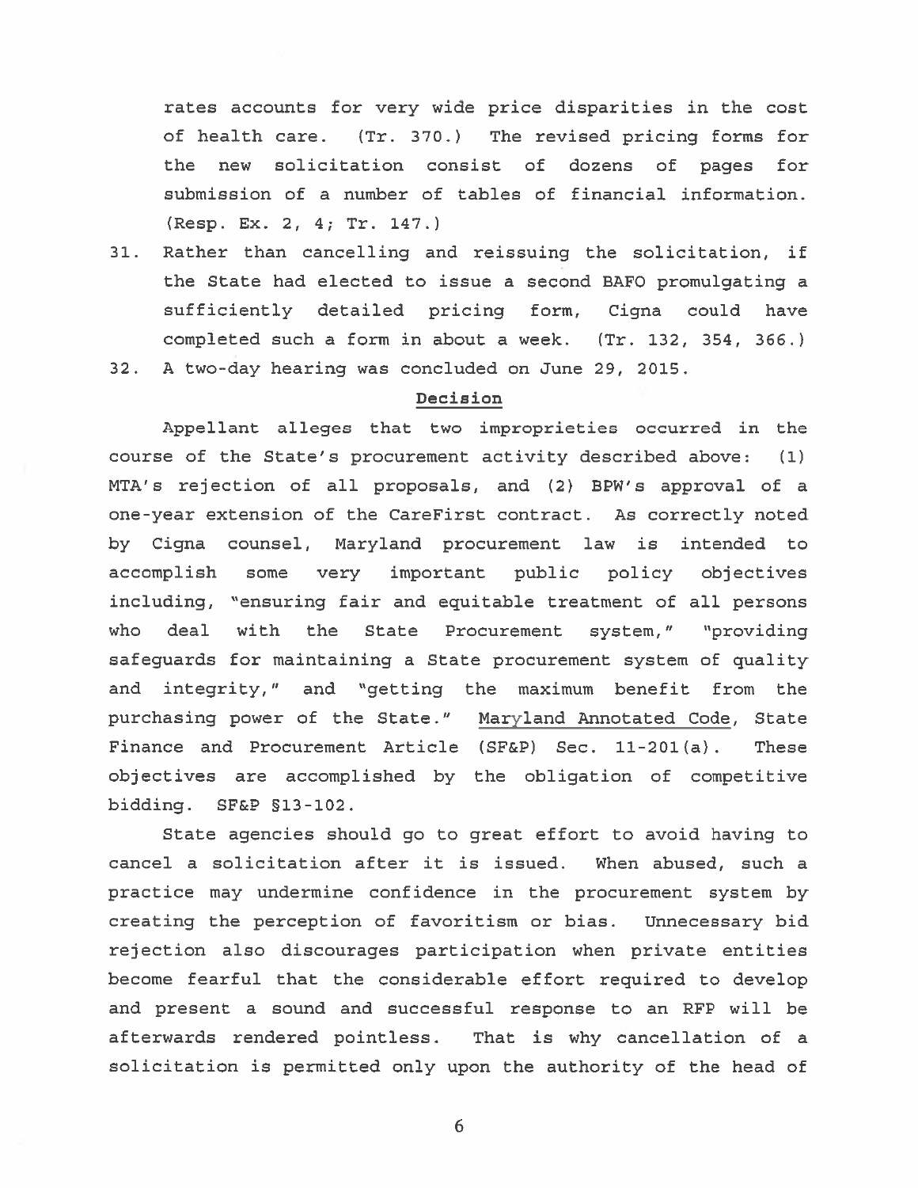rates accounts for very wide price disparities in the cost of health care. (Tr. 370.) The revised pricing forms for the new solicitation consist of dozens of pages for submission of a number of tables of financial information. (Resp. Ex. 2, 4; Tr. 147.)

31. Rather than cancelling and reissuing the solicitation, if the State had elected to issue a second BAFO promulgating a sufficiently detailed pricing form, Cigna could have completed such a form in about a week. (Tr. 132, 354, 366.)

32. A two-day hearing was concluded on June 29, 2015.

## Decision

Appellant alleges that two improprieties occurred in the course of the State's procurement activity described above: (1) MTA's rejection of all proposals, and (2) BPW's approval of a one-year extension of the CareFirst contract. As correctly noted by Cigna counsel, Maryland procurement law is intended to accomplish some very important public policy objectives including, "ensuring fair and equitable treatment of all persons who deal with the State Procurement system," "providing safeguards for maintaining a State procurement system of quality and integrity," and "getting the maximum benefit from the purchasing power of the State." Maryland Annotated Code, State Finance and Procurement Article (SF&P) Sec. 11-201(a). These objectives are accomplished by the obligation of competitive bidding. SF&P §13-102.

State agencies should go to great effort to avoid having to cancel a solicitation after it is issued. When abused, such a practice may undermine confidence in the procurement system by creating the perception of favoritism or bias. Unnecessary bid rejection also discourages participation when private entities become fearful that the considerable effort required to develop and present a sound and successful response to an RFP will be afterwards rendered pointless. That is why cancellation of a solicitation is permitted only upon the authority of the head of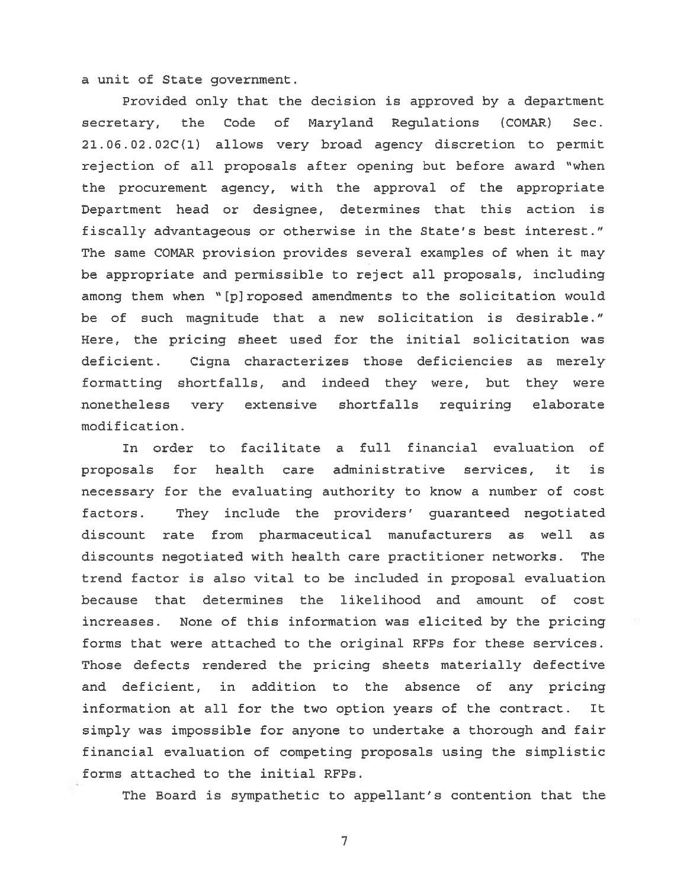a unit of State government.

Provided only that the decision is approved by a department secretary, the Code of Maryland Regulations (COMAR) Sec. 21.06.02.02C(1) allows very broad agency discretion to permit rejection of all proposals after opening but before award "when the procurement agency, with the approval of the appropriate Department head or designee, determines that this action is fiscally advantageous or otherwise in the State's best interest." The same COMAR provision provides several examples of when it may be appropriate and permissible to reject all proposals, including among them when "[p]roposed amendments to the solicitation would be of such magnitude that a new solicitation is desirable." Here, the pricing sheet used for the initial solicitation was deficient. Cigna characterizes those deficiencies as merely formatting shortfalls, and indeed they were, but they were nonetheless very extensive shortfalls requiring elaborate modification.

In order to facilitate a full financial evaluation of proposals for health care administrative services, it is necessary for the evaluating authority to know a number of cost factors. They include the providers' guaranteed negotiated discount rate from pharmaceutical manufacturers as well as discounts negotiated with health care practitioner networks. The trend factor is also vital to be included in proposal evaluation because that determines the likelihood and amount of cost increases. None of this information was elicited by the pricing forms that were attached to the original RFPs for these services. Those defects rendered the pricing sheets materially defective and deficient, in addition to the absence of any pricing information at all for the two option years of the contract. It simply was impossible for anyone to undertake a thorough and fair financial evaluation of competing proposals using the simplistic forms attached to the initial RFPs.

The Board is sympathetic to appellant's contention that the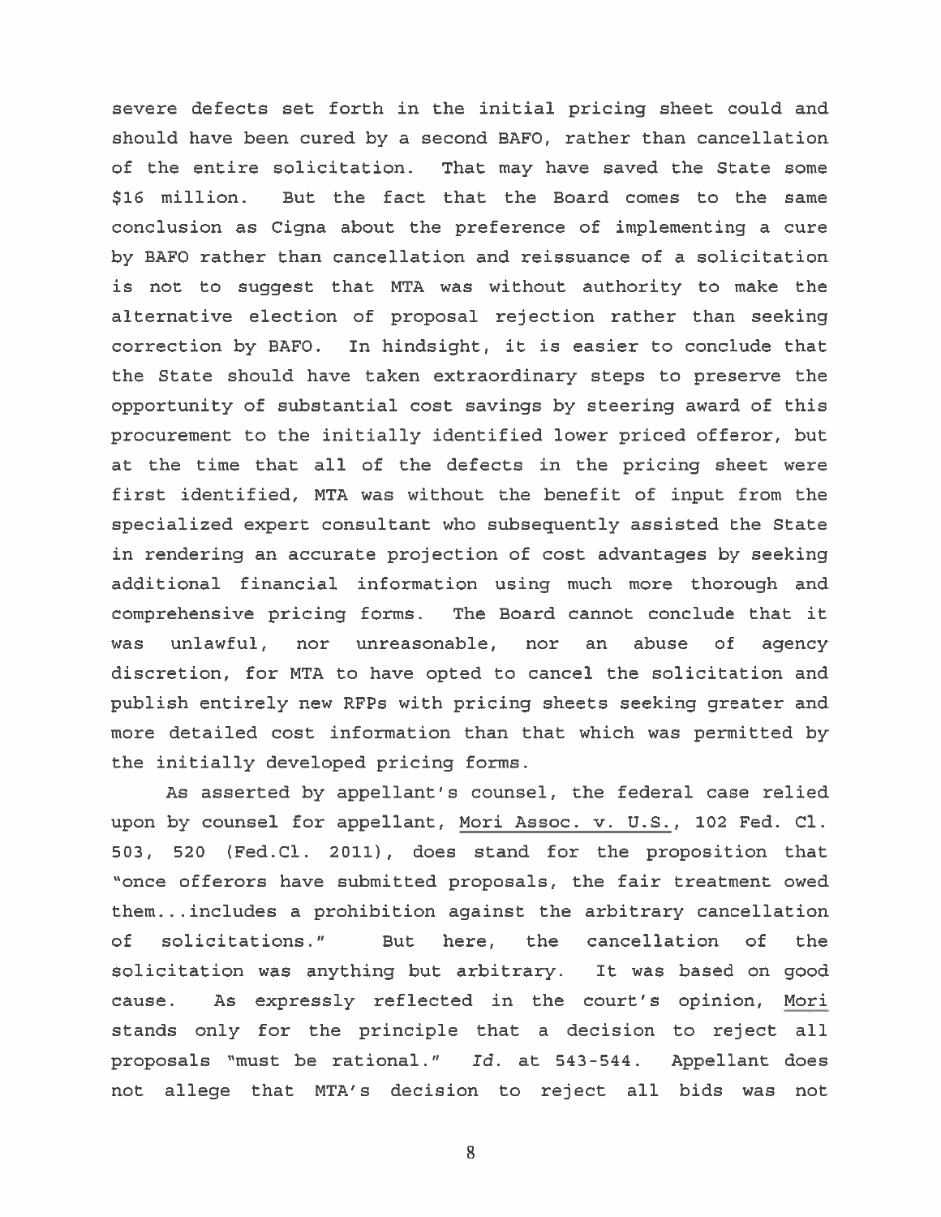severe defects set forth in the initial pricing sheet could and should have been cured by a second BAFO, rather than cancellation of the entire solicitation. That may have saved the State some $16 million. But the fact that the Board comes to the same conclusion as Cigna about the preference of implementing a cure by BAFO rather than cancellation and reissuance of a solicitation is not to suggest that MTA was without authority to make the alternative election of proposal rejection rather than seeking correction by BAFO. In hindsight, it is easier to conclude that the State should have taken extraordinary steps to preserve the opportunity of substantial cost savings by steering award of this procurement to the initially identified lower priced offeror, but at the time that all of the defects in the pricing sheet were first identified, MTA was without the benefit of input from the specialized expert consultant who subsequently assisted the State in rendering an accurate projection of cost advantages by seeking additional financial information using much more thorough and comprehensive pricing forms. The Board cannot conclude that it was unlawful, nor unreasonable, nor an abuse of agency discretion, for MTA to have opted to cancel the solicitation and publish entirely new RFPs with pricing sheets seeking greater and more detailed cost information than that which was permitted by the initially developed pricing forms.

As asserted by appellant's counsel, the federal case relied upon by counsel for appellant, Mori Assoc. v. U.S., 102 Fed. Cl. 503, 520 (Fed.Cl. 2011), does stand for the proposition that "once offerors have submitted proposals, the fair treatment owed them...includes a prohibition against the arbitrary cancellation of solicitations." But here, the cancellation of the solicitation was anything but arbitrary. It was based on good cause. As expressly reflected in the court's opinion, Mori stands only for the principle that a decision to reject all proposals "must be rational." *Id.* at 543-544. Appellant does not allege that MTA's decision to reject all bids was not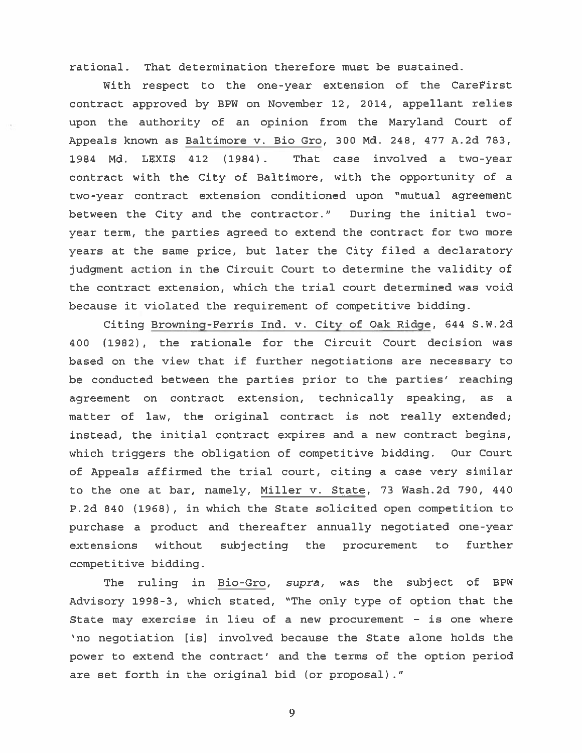rational. That determination therefore must be sustained.

With respect to the one-year extension of the CareFirst contract approved by BPW on November 12, 2014, appellant relies upon the authority of an opinion from the Maryland Court of Appeals known as Baltimore v. Bio Gro, 300 Md. 248, 477 A.2d 783, 1984 Md. LEXIS 412 (1984). That case involved a two-year contract with the City of Baltimore, with the opportunity of a two-year contract extension conditioned upon "mutual agreement between the City and the contractor." During the initial two-year term, the parties agreed to extend the contract for two more years at the same price, but later the City filed a declaratory judgment action in the Circuit Court to determine the validity of the contract extension, which the trial court determined was void because it violated the requirement of competitive bidding.

Citing Browning-Ferris Ind. v. City of Oak Ridge, 644 S.W.2d 400 (1982), the rationale for the Circuit Court decision was based on the view that if further negotiations are necessary to be conducted between the parties prior to the parties' reaching agreement on contract extension, technically speaking, as a matter of law, the original contract is not really extended; instead, the initial contract expires and a new contract begins, which triggers the obligation of competitive bidding. Our Court of Appeals affirmed the trial court, citing a case very similar to the one at bar, namely, Miller v. State, 73 Wash.2d 790, 440 P.2d 840 (1968), in which the State solicited open competition to purchase a product and thereafter annually negotiated one-year extensions without subjecting the procurement to further competitive bidding.

The ruling in Bio-Gro, *supra*, was the subject of BPW Advisory 1998-3, which stated, "The only type of option that the State may exercise in lieu of a new procurement - is one where 'no negotiation [is] involved because the State alone holds the power to extend the contract' and the terms of the option period are set forth in the original bid (or proposal)."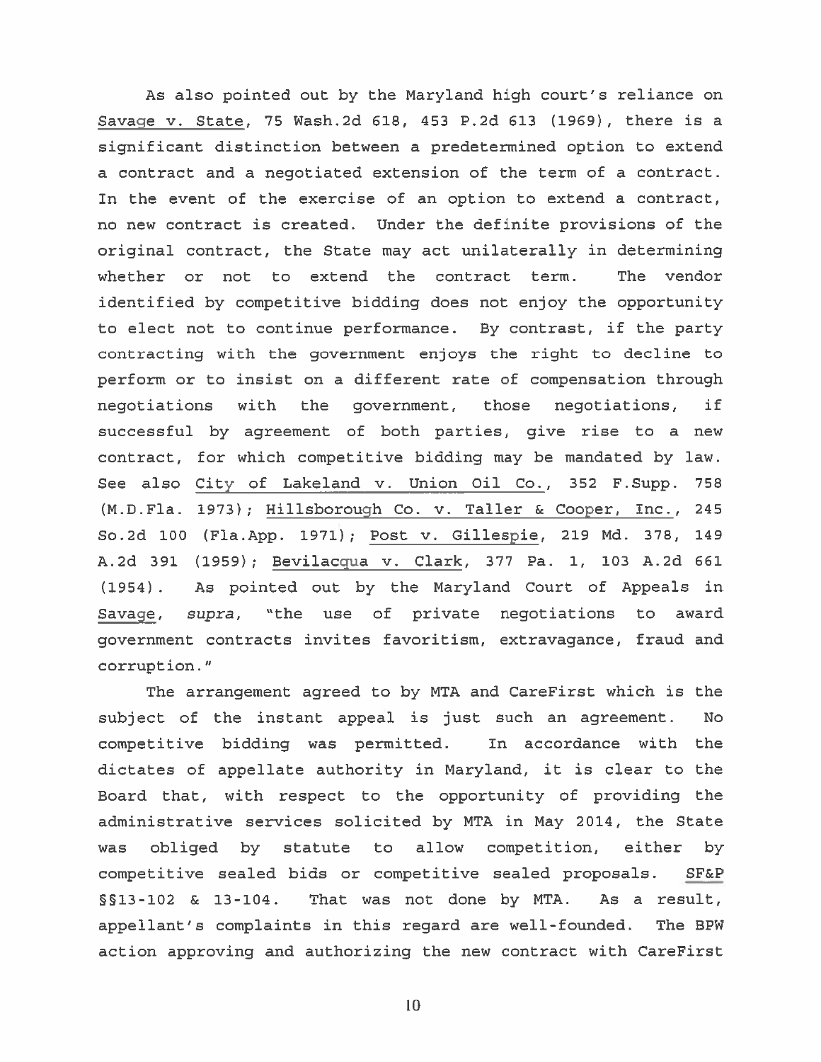As also pointed out by the Maryland high court's reliance on Savage v. State, 75 Wash.2d 618, 453 P.2d 613 (1969), there is a significant distinction between a predetermined option to extend a contract and a negotiated extension of the term of a contract. In the event of the exercise of an option to extend a contract, no new contract is created. Under the definite provisions of the original contract, the State may act unilaterally in determining whether or not to extend the contract term. The vendor identified by competitive bidding does not enjoy the opportunity to elect not to continue performance. By contrast, if the party contracting with the government enjoys the right to decline to perform or to insist on a different rate of compensation through negotiations with the government, those negotiations, if successful by agreement of both parties, give rise to a new contract, for which competitive bidding may be mandated by law. See also City of Lakeland v. Union Oil Co., 352 F.Supp. 758 (M.D.Fla. 1973); Hillsborough Co. v. Taller & Cooper, Inc., 245 So.2d 100 (Fla.App. 1971); Post v. Gillespie, 219 Md. 378, 149 A.2d 391 (1959); Bevilacqua v. Clark, 377 Pa. 1, 103 A.2d 661 (1954). As pointed out by the Maryland Court of Appeals in Savage, *supra*, "the use of private negotiations to award government contracts invites favoritism, extravagance, fraud and corruption."

The arrangement agreed to by MTA and CareFirst which is the subject of the instant appeal is just such an agreement. No competitive bidding was permitted. In accordance with the dictates of appellate authority in Maryland, it is clear to the Board that, with respect to the opportunity of providing the administrative services solicited by MTA in May 2014, the State was obliged by statute to allow competition, either by competitive sealed bids or competitive sealed proposals. SF&P §§13-102 & 13-104. That was not done by MTA. As a result, appellant's complaints in this regard are well-founded. The BPW action approving and authorizing the new contract with CareFirst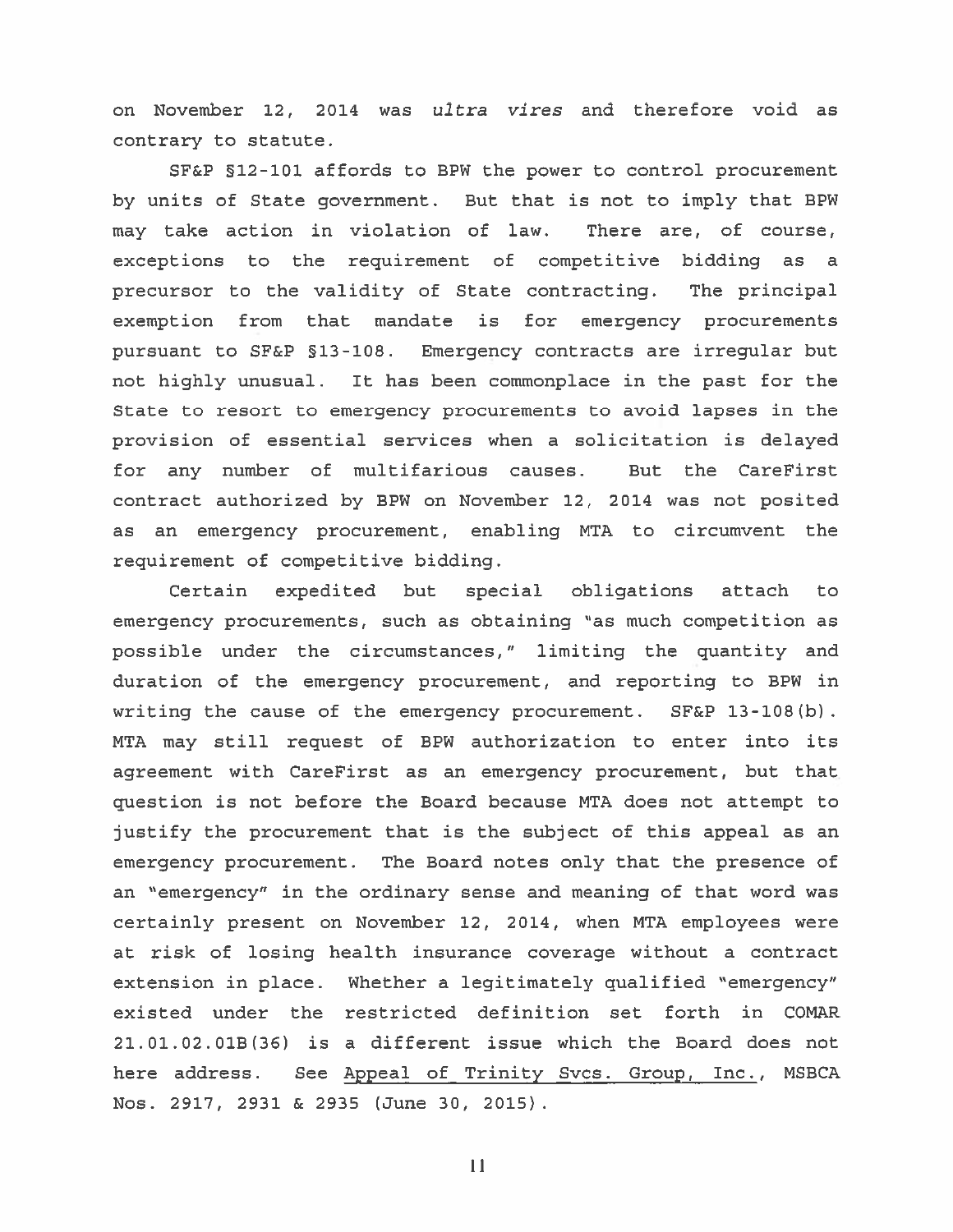on November 12, 2014 was *ultra vires* and therefore void as contrary to statute.

SF&P §12-101 affords to BPW the power to control procurement by units of State government. But that is not to imply that BPW may take action in violation of law. There are, of course, exceptions to the requirement of competitive bidding as a precursor to the validity of State contracting. The principal exemption from that mandate is for emergency procurements pursuant to SF&P §13-108. Emergency contracts are irregular but not highly unusual. It has been commonplace in the past for the State to resort to emergency procurements to avoid lapses in the provision of essential services when a solicitation is delayed for any number of multifarious causes. But the CareFirst contract authorized by BPW on November 12, 2014 was not posited as an emergency procurement, enabling MTA to circumvent the requirement of competitive bidding.

Certain expedited but special obligations attach to emergency procurements, such as obtaining "as much competition as possible under the circumstances," limiting the quantity and duration of the emergency procurement, and reporting to BPW in writing the cause of the emergency procurement. SF&P 13-108(b). MTA may still request of BPW authorization to enter into its agreement with CareFirst as an emergency procurement, but that question is not before the Board because MTA does not attempt to justify the procurement that is the subject of this appeal as an emergency procurement. The Board notes only that the presence of an "emergency" in the ordinary sense and meaning of that word was certainly present on November 12, 2014, when MTA employees were at risk of losing health insurance coverage without a contract extension in place. Whether a legitimately qualified "emergency" existed under the restricted definition set forth in COMAR 21.01.02.01B(36) is a different issue which the Board does not here address. See Appeal of Trinity Svcs. Group, Inc., MSBCA Nos. 2917, 2931 & 2935 (June 30, 2015).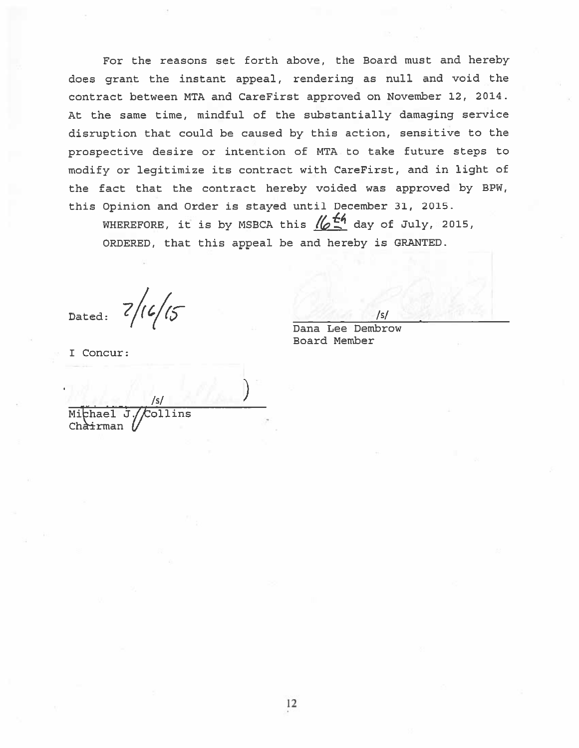For the reasons set forth above, the Board must and hereby does grant the instant appeal, rendering as null and void the contract between MTA and CareFirst approved on November 12, 2014. At the same time, mindful of the substantially damaging service disruption that could be caused by this action, sensitive to the prospective desire or intention of MTA to take future steps to modify or legitimize its contract with CareFirst, and in light of the fact that the contract hereby voided was approved by BPW, this Opinion and Order is stayed until December 31, 2015.

WHEREFORE, it is by MSBCA this 16th day of July, 2015,

ORDERED, that this appeal be and hereby is GRANTED.

Dated: 7/16/15

/s/
Dana Lee Dembrow
Board Member

I Concur:

/s/
Michael J. Collins
Chairman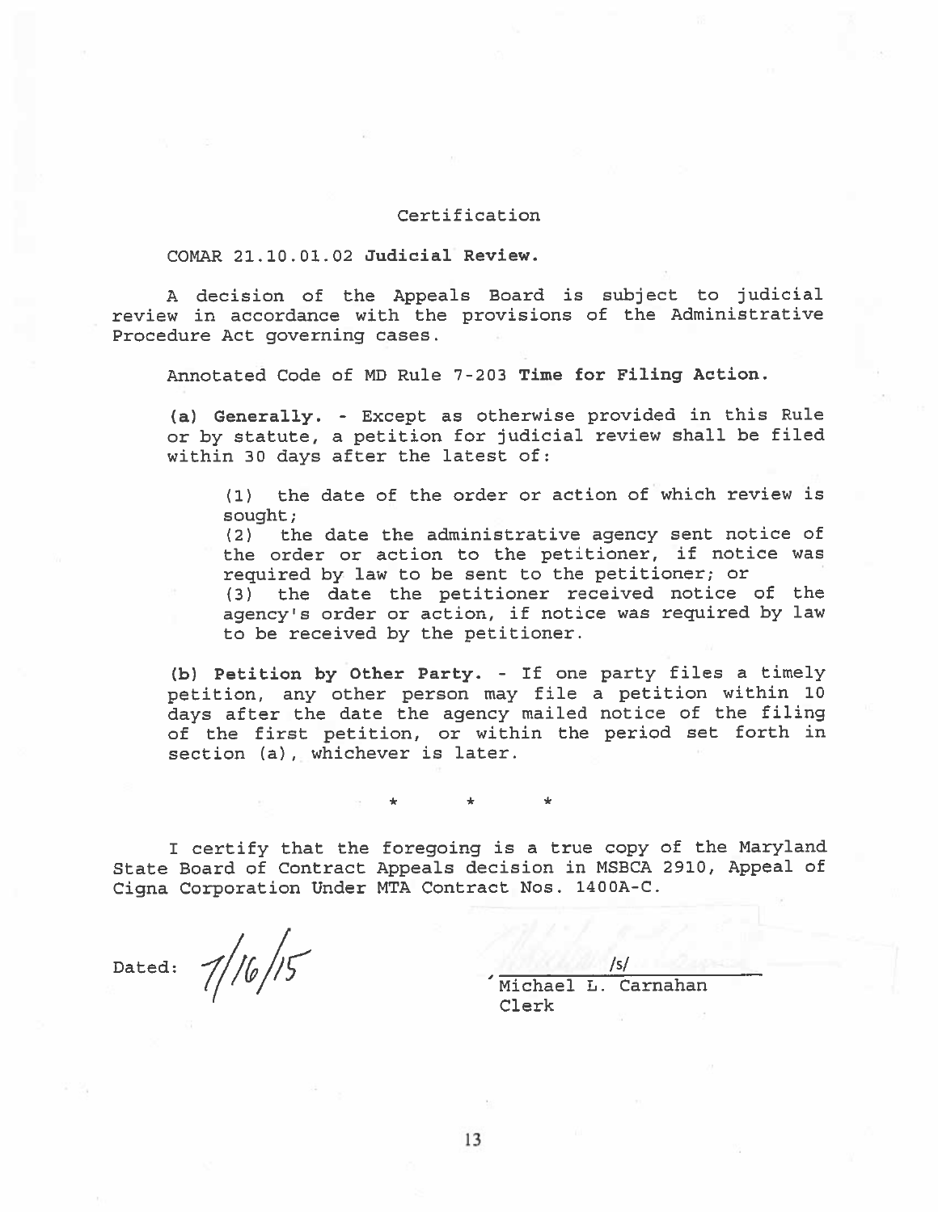Certification

COMAR 21.10.01.02 **Judicial Review.**

A decision of the Appeals Board is subject to judicial review in accordance with the provisions of the Administrative Procedure Act governing cases.

Annotated Code of MD Rule 7-203 **Time for Filing Action.**

**(a) Generally.** - Except as otherwise provided in this Rule or by statute, a petition for judicial review shall be filed within 30 days after the latest of:

(1) the date of the order or action of which review is sought;
(2) the date the administrative agency sent notice of the order or action to the petitioner, if notice was required by law to be sent to the petitioner; or
(3) the date the petitioner received notice of the agency's order or action, if notice was required by law to be received by the petitioner.

**(b) Petition by Other Party.** - If one party files a timely petition, any other person may file a petition within 10 days after the date the agency mailed notice of the filing of the first petition, or within the period set forth in section (a), whichever is later.

\* \* \*

I certify that the foregoing is a true copy of the Maryland State Board of Contract Appeals decision in MSBCA 2910, Appeal of Cigna Corporation Under MTA Contract Nos. 1400A-C.

Dated: 7/16/15

/s/
Michael L. Carnahan
Clerk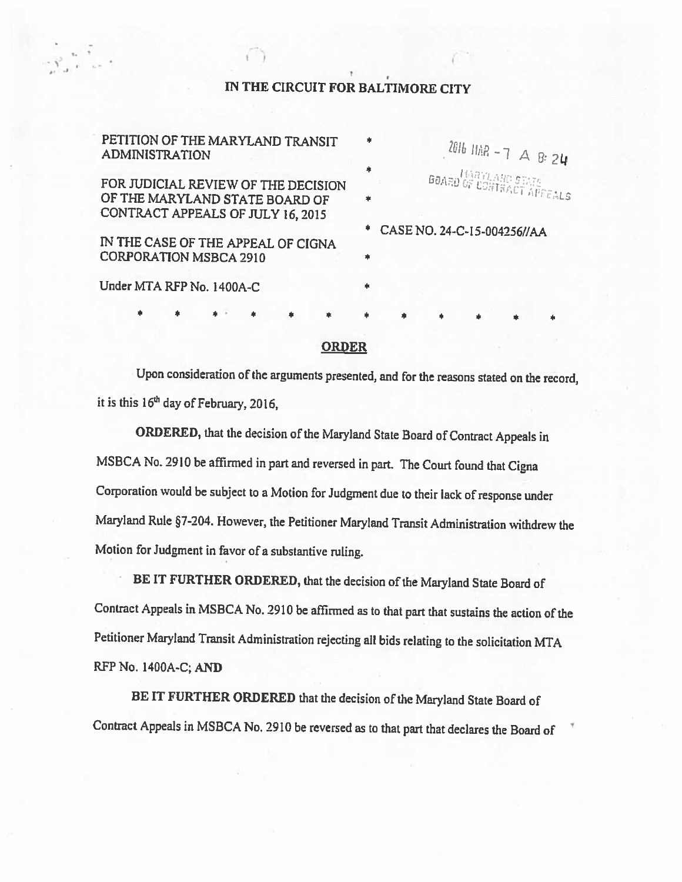IN THE CIRCUIT FOR BALTIMORE CITY

PETITION OF THE MARYLAND TRANSIT ADMINISTRATION

FOR JUDICIAL REVIEW OF THE DECISION OF THE MARYLAND STATE BOARD OF CONTRACT APPEALS OF JULY 16, 2015

IN THE CASE OF THE APPEAL OF CIGNA CORPORATION MSBCA 2910

Under MTA RFP No. 1400A-C

2016 MAR -7 A 8:24

MARYLAND STATE BOARD OF CONTRACT APPEALS

CASE NO. 24-C-15-004256//AA

\* \* \* \* \* \* \* \* \* \* \* \*

## ORDER

Upon consideration of the arguments presented, and for the reasons stated on the record, it is this 16th day of February, 2016,

**ORDERED,** that the decision of the Maryland State Board of Contract Appeals in MSBCA No. 2910 be affirmed in part and reversed in part. The Court found that Cigna Corporation would be subject to a Motion for Judgment due to their lack of response under Maryland Rule §7-204. However, the Petitioner Maryland Transit Administration withdrew the Motion for Judgment in favor of a substantive ruling.

**BE IT FURTHER ORDERED,** that the decision of the Maryland State Board of Contract Appeals in MSBCA No. 2910 be affirmed as to that part that sustains the action of the Petitioner Maryland Transit Administration rejecting all bids relating to the solicitation MTA RFP No. 1400A-C; **AND**

**BE IT FURTHER ORDERED** that the decision of the Maryland State Board of Contract Appeals in MSBCA No. 2910 be reversed as to that part that declares the Board of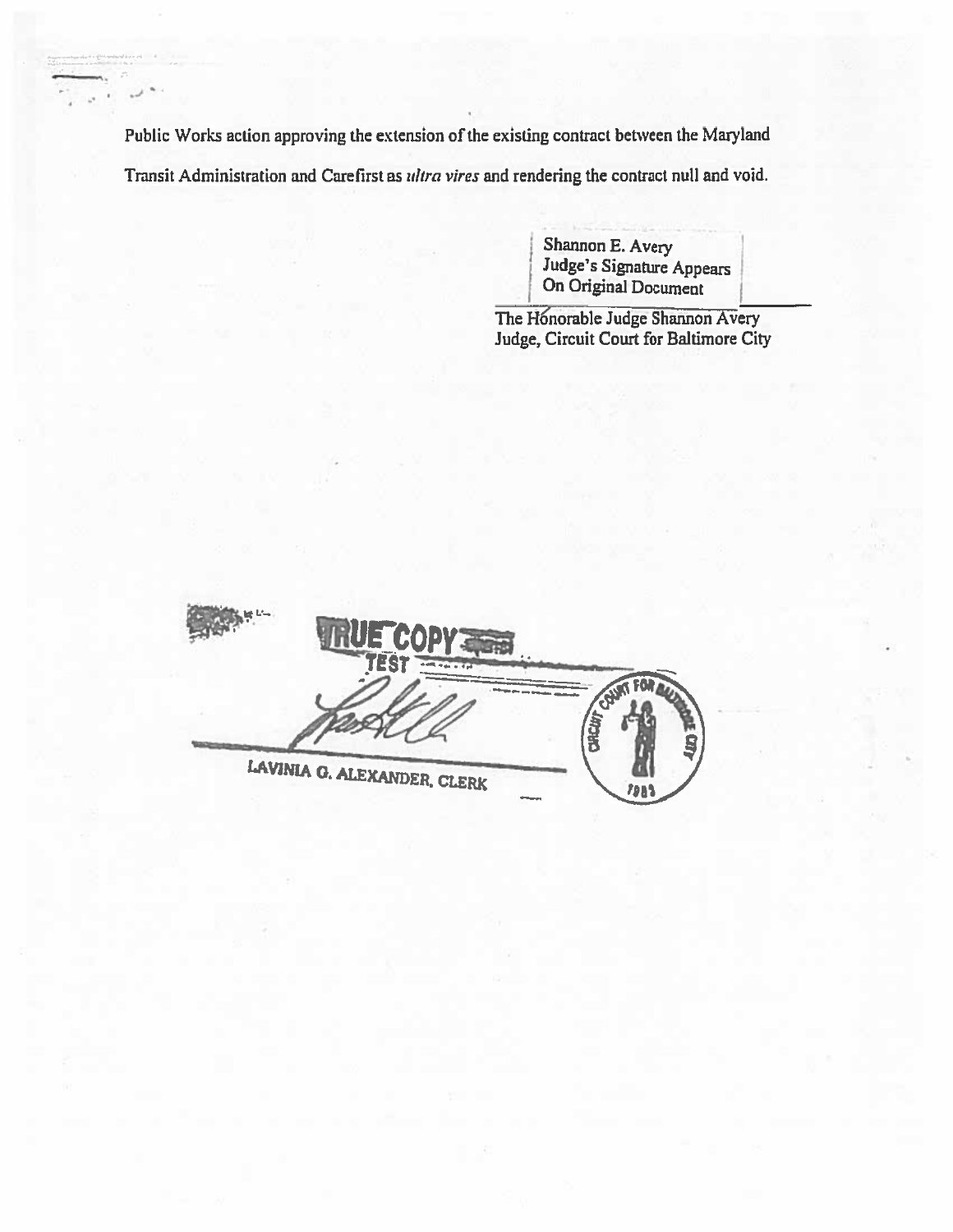Public Works action approving the extension of the existing contract between the Maryland Transit Administration and Carefirst as *ultra vires* and rendering the contract null and void.

Shannon E. Avery
Judge's Signature Appears
On Original Document

The Honorable Judge Shannon Avery
Judge, Circuit Court for Baltimore City

TRUE COPY
TEST

LAVINIA G. ALEXANDER, CLERK